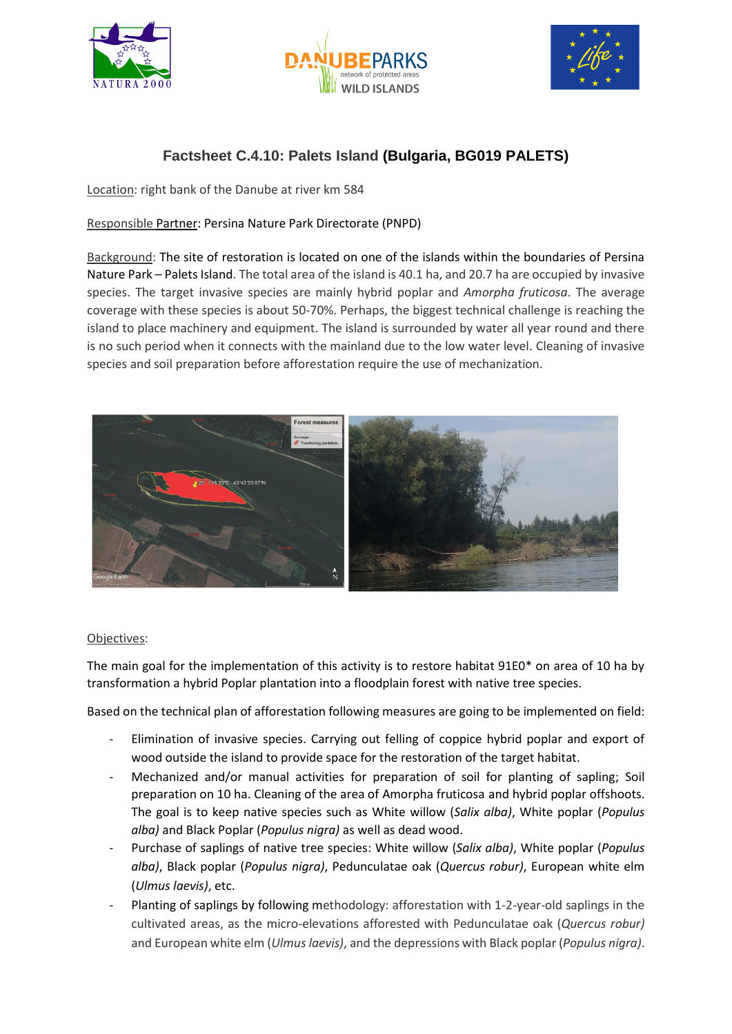# Factsheet C.4.10: Palets Island (Bulgaria, BG019 PALETS)

Location: right bank of the Danube at river km 584

Responsible Partner: Persina Nature Park Directorate (PNPD)

Background: The site of restoration is located on one of the islands within the boundaries of Persina Nature Park – Palets Island. The total area of the island is 40.1 ha, and 20.7 ha are occupied by invasive species. The target invasive species are mainly hybrid poplar and *Amorpha fruticosa*. The average coverage with these species is about 50-70%. Perhaps, the biggest technical challenge is reaching the island to place machinery and equipment. The island is surrounded by water all year round and there is no such period when it connects with the mainland due to the low water level. Cleaning of invasive species and soil preparation before afforestation require the use of mechanization.

Objectives:

The main goal for the implementation of this activity is to restore habitat 91E0* on area of 10 ha by transformation a hybrid Poplar plantation into a floodplain forest with native tree species.

Based on the technical plan of afforestation following measures are going to be implemented on field:

- Elimination of invasive species. Carrying out felling of coppice hybrid poplar and export of wood outside the island to provide space for the restoration of the target habitat.
- Mechanized and/or manual activities for preparation of soil for planting of sapling; Soil preparation on 10 ha. Cleaning of the area of Amorpha fruticosa and hybrid poplar offshoots. The goal is to keep native species such as White willow (*Salix alba)*, White poplar (*Populus alba)* and Black Poplar (*Populus nigra)* as well as dead wood.
- Purchase of saplings of native tree species: White willow (*Salix alba)*, White poplar (*Populus alba)*, Black poplar (*Populus nigra)*, Pedunculatae oak (*Quercus robur)*, European white elm (*Ulmus laevis)*, etc.
- Planting of saplings by following methodology: afforestation with 1-2-year-old saplings in the cultivated areas, as the micro-elevations afforested with Pedunculatae oak (*Quercus robur)* and European white elm (*Ulmus laevis)*, and the depressions with Black poplar (*Populus nigra)*.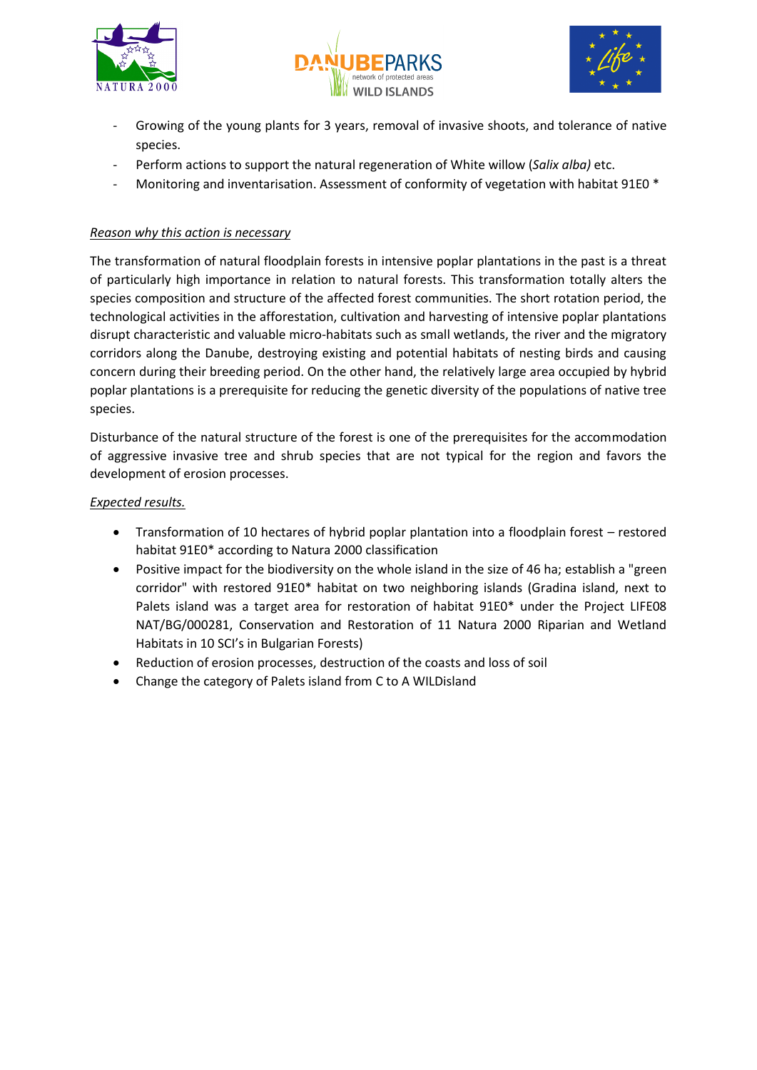- Growing of the young plants for 3 years, removal of invasive shoots, and tolerance of native species.
- Perform actions to support the natural regeneration of White willow (*Salix alba)* etc.
- Monitoring and inventarisation. Assessment of conformity of vegetation with habitat 91E0 *

*Reason why this action is necessary*

The transformation of natural floodplain forests in intensive poplar plantations in the past is a threat of particularly high importance in relation to natural forests. This transformation totally alters the species composition and structure of the affected forest communities. The short rotation period, the technological activities in the afforestation, cultivation and harvesting of intensive poplar plantations disrupt characteristic and valuable micro-habitats such as small wetlands, the river and the migratory corridors along the Danube, destroying existing and potential habitats of nesting birds and causing concern during their breeding period. On the other hand, the relatively large area occupied by hybrid poplar plantations is a prerequisite for reducing the genetic diversity of the populations of native tree species.

Disturbance of the natural structure of the forest is one of the prerequisites for the accommodation of aggressive invasive tree and shrub species that are not typical for the region and favors the development of erosion processes.

*Expected results.*

- Transformation of 10 hectares of hybrid poplar plantation into a floodplain forest – restored habitat 91E0* according to Natura 2000 classification
- Positive impact for the biodiversity on the whole island in the size of 46 ha; establish a "green corridor" with restored 91E0* habitat on two neighboring islands (Gradina island, next to Palets island was a target area for restoration of habitat 91E0* under the Project LIFE08 NAT/BG/000281, Conservation and Restoration of 11 Natura 2000 Riparian and Wetland Habitats in 10 SCI's in Bulgarian Forests)
- Reduction of erosion processes, destruction of the coasts and loss of soil
- Change the category of Palets island from C to A WILDisland